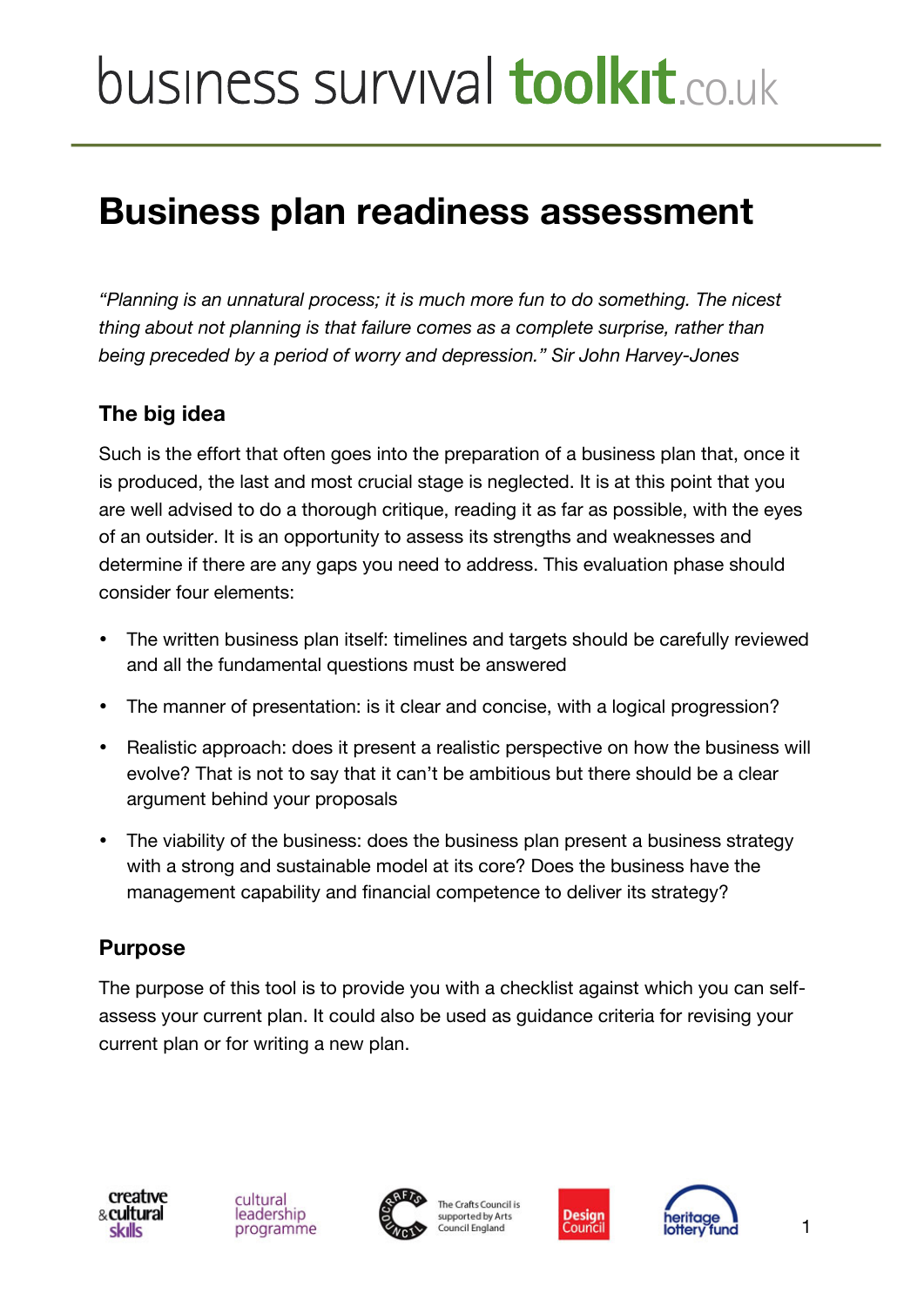# business survival toolkit.co.uk

## Business plan readiness assessment

*"Planning is an unnatural process; it is much more fun to do something. The nicest thing about not planning is that failure comes as a complete surprise, rather than being preceded by a period of worry and depression." Sir John Harvey-Jones*

### The big idea

Such is the effort that often goes into the preparation of a business plan that, once it is produced, the last and most crucial stage is neglected. It is at this point that you are well advised to do a thorough critique, reading it as far as possible, with the eyes of an outsider. It is an opportunity to assess its strengths and weaknesses and determine if there are any gaps you need to address. This evaluation phase should consider four elements:

- The written business plan itself: timelines and targets should be carefully reviewed and all the fundamental questions must be answered
- The manner of presentation: is it clear and concise, with a logical progression?
- Realistic approach: does it present a realistic perspective on how the business will evolve? That is not to say that it can't be ambitious but there should be a clear argument behind your proposals
- The viability of the business: does the business plan present a business strategy with a strong and sustainable model at its core? Does the business have the management capability and financial competence to deliver its strategy?

### Purpose

The purpose of this tool is to provide you with a checklist against which you can self-assess your current plan. It could also be used as guidance criteria for revising your current plan or for writing a new plan.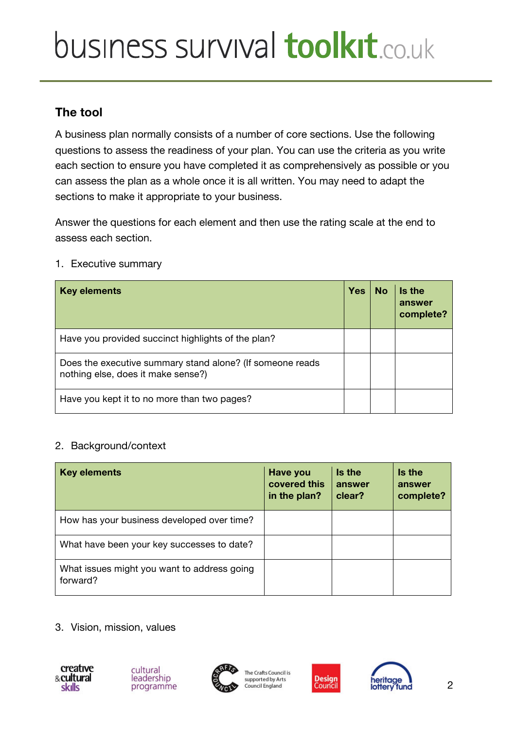## The tool

A business plan normally consists of a number of core sections. Use the following questions to assess the readiness of your plan. You can use the criteria as you write each section to ensure you have completed it as comprehensively as possible or you can assess the plan as a whole once it is all written. You may need to adapt the sections to make it appropriate to your business.

Answer the questions for each element and then use the rating scale at the end to assess each section.

1. Executive summary

| Key elements | Yes | No | Is the answer complete? |
|---|---|---|---|
| Have you provided succinct highlights of the plan? | | | |
| Does the executive summary stand alone? (If someone reads nothing else, does it make sense?) | | | |
| Have you kept it to no more than two pages? | | | |

2. Background/context

| Key elements | Have you covered this in the plan? | Is the answer clear? | Is the answer complete? |
|---|---|---|---|
| How has your business developed over time? | | | |
| What have been your key successes to date? | | | |
| What issues might you want to address going forward? | | | |

3. Vision, mission, values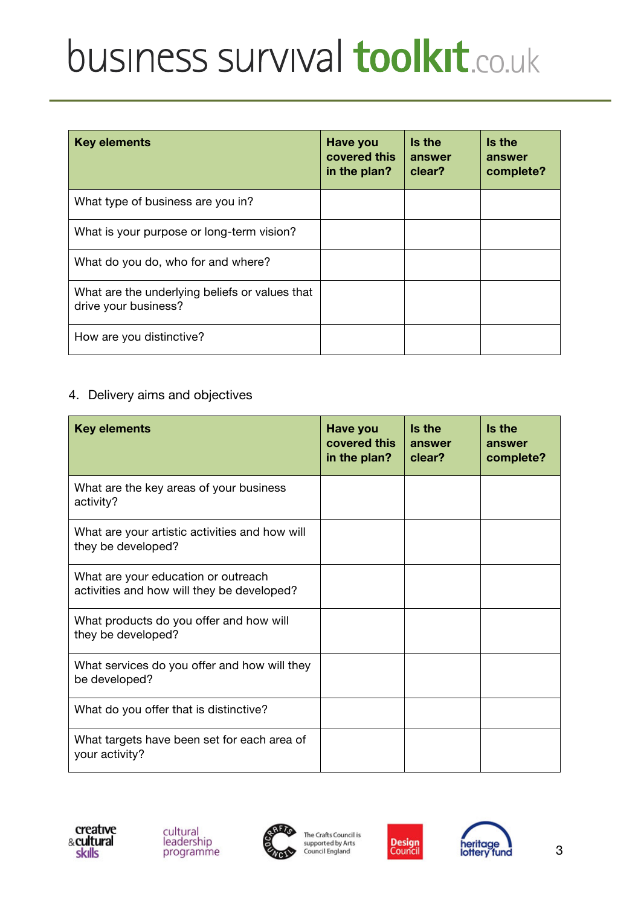| Key elements | Have you covered this in the plan? | Is the answer clear? | Is the answer complete? |
|---|---|---|---|
| What type of business are you in? | | | |
| What is your purpose or long-term vision? | | | |
| What do you do, who for and where? | | | |
| What are the underlying beliefs or values that drive your business? | | | |
| How are you distinctive? | | | |

4. Delivery aims and objectives

| Key elements | Have you covered this in the plan? | Is the answer clear? | Is the answer complete? |
|---|---|---|---|
| What are the key areas of your business activity? | | | |
| What are your artistic activities and how will they be developed? | | | |
| What are your education or outreach activities and how will they be developed? | | | |
| What products do you offer and how will they be developed? | | | |
| What services do you offer and how will they be developed? | | | |
| What do you offer that is distinctive? | | | |
| What targets have been set for each area of your activity? | | | |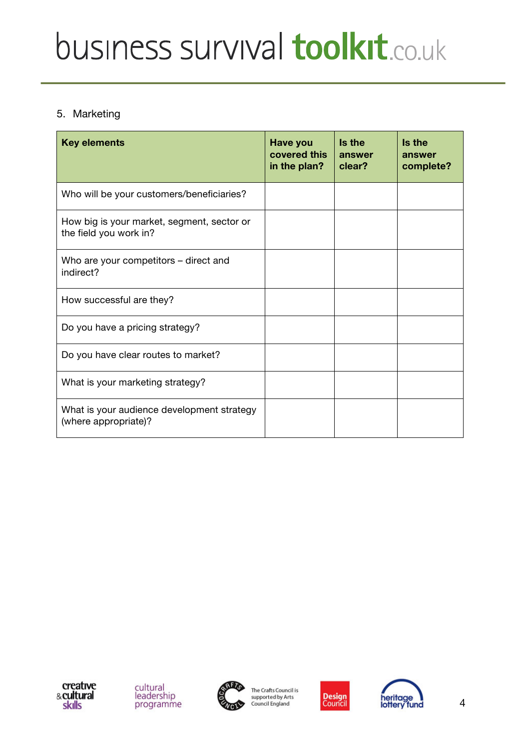5. Marketing

| Key elements | Have you covered this in the plan? | Is the answer clear? | Is the answer complete? |
|---|---|---|---|
| Who will be your customers/beneficiaries? | | | |
| How big is your market, segment, sector or the field you work in? | | | |
| Who are your competitors – direct and indirect? | | | |
| How successful are they? | | | |
| Do you have a pricing strategy? | | | |
| Do you have clear routes to market? | | | |
| What is your marketing strategy? | | | |
| What is your audience development strategy (where appropriate)? | | | |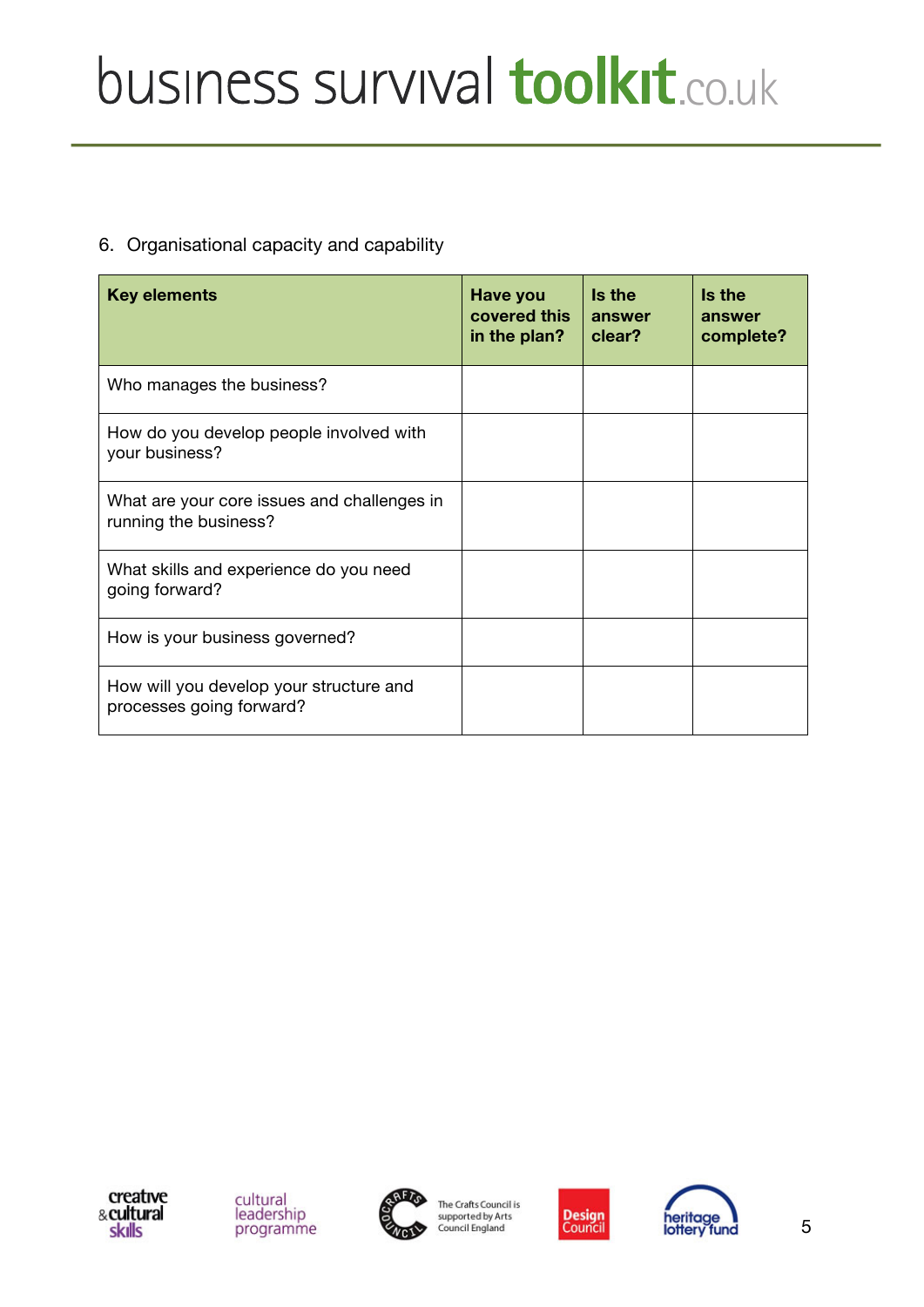6. Organisational capacity and capability

| Key elements | Have you covered this in the plan? | Is the answer clear? | Is the answer complete? |
| --- | --- | --- | --- |
| Who manages the business? | | | |
| How do you develop people involved with your business? | | | |
| What are your core issues and challenges in running the business? | | | |
| What skills and experience do you need going forward? | | | |
| How is your business governed? | | | |
| How will you develop your structure and processes going forward? | | | |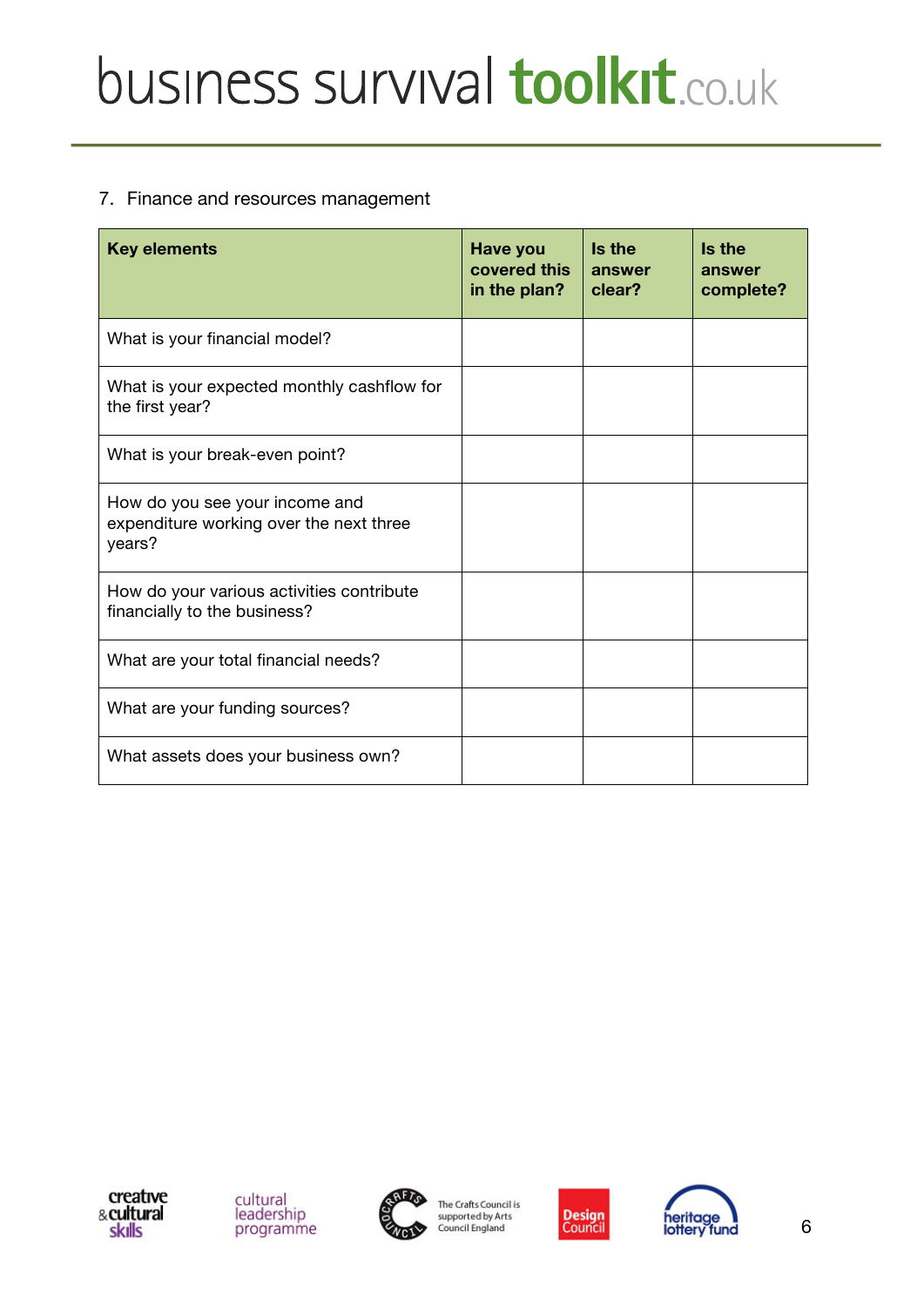## 7. Finance and resources management

| Key elements | Have you covered this in the plan? | Is the answer clear? | Is the answer complete? |
|---|---|---|---|
| What is your financial model? | | | |
| What is your expected monthly cashflow for the first year? | | | |
| What is your break-even point? | | | |
| How do you see your income and expenditure working over the next three years? | | | |
| How do your various activities contribute financially to the business? | | | |
| What are your total financial needs? | | | |
| What are your funding sources? | | | |
| What assets does your business own? | | | |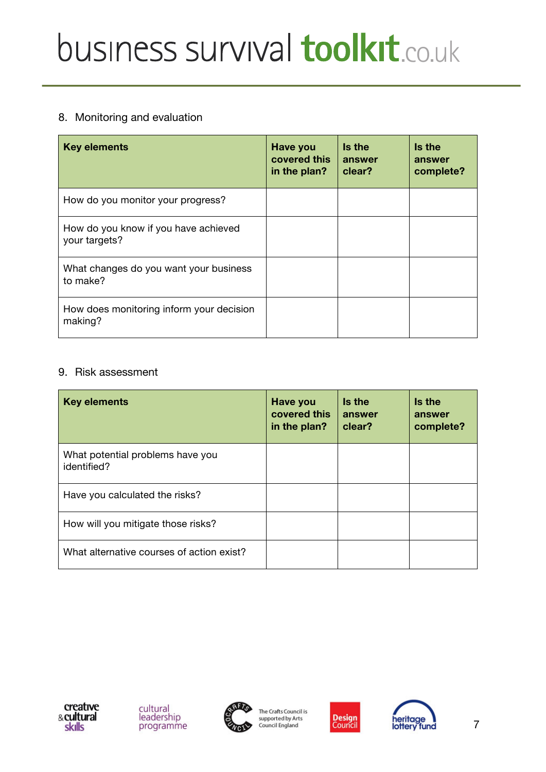8. Monitoring and evaluation

| Key elements | Have you covered this in the plan? | Is the answer clear? | Is the answer complete? |
|---|---|---|---|
| How do you monitor your progress? | | | |
| How do you know if you have achieved your targets? | | | |
| What changes do you want your business to make? | | | |
| How does monitoring inform your decision making? | | | |

9. Risk assessment

| Key elements | Have you covered this in the plan? | Is the answer clear? | Is the answer complete? |
|---|---|---|---|
| What potential problems have you identified? | | | |
| Have you calculated the risks? | | | |
| How will you mitigate those risks? | | | |
| What alternative courses of action exist? | | | |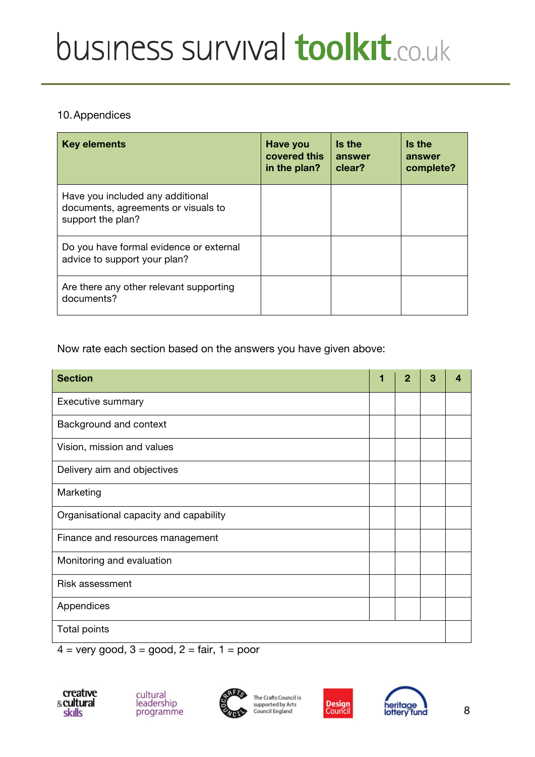10. Appendices

| Key elements | Have you covered this in the plan? | Is the answer clear? | Is the answer complete? |
|---|---|---|---|
| Have you included any additional documents, agreements or visuals to support the plan? | | | |
| Do you have formal evidence or external advice to support your plan? | | | |
| Are there any other relevant supporting documents? | | | |

Now rate each section based on the answers you have given above:

| Section | 1 | 2 | 3 | 4 |
|---|---|---|---|---|
| Executive summary | | | | |
| Background and context | | | | |
| Vision, mission and values | | | | |
| Delivery aim and objectives | | | | |
| Marketing | | | | |
| Organisational capacity and capability | | | | |
| Finance and resources management | | | | |
| Monitoring and evaluation | | | | |
| Risk assessment | | | | |
| Appendices | | | | |
| Total points | | | | |

4 = very good, 3 = good, 2 = fair, 1 = poor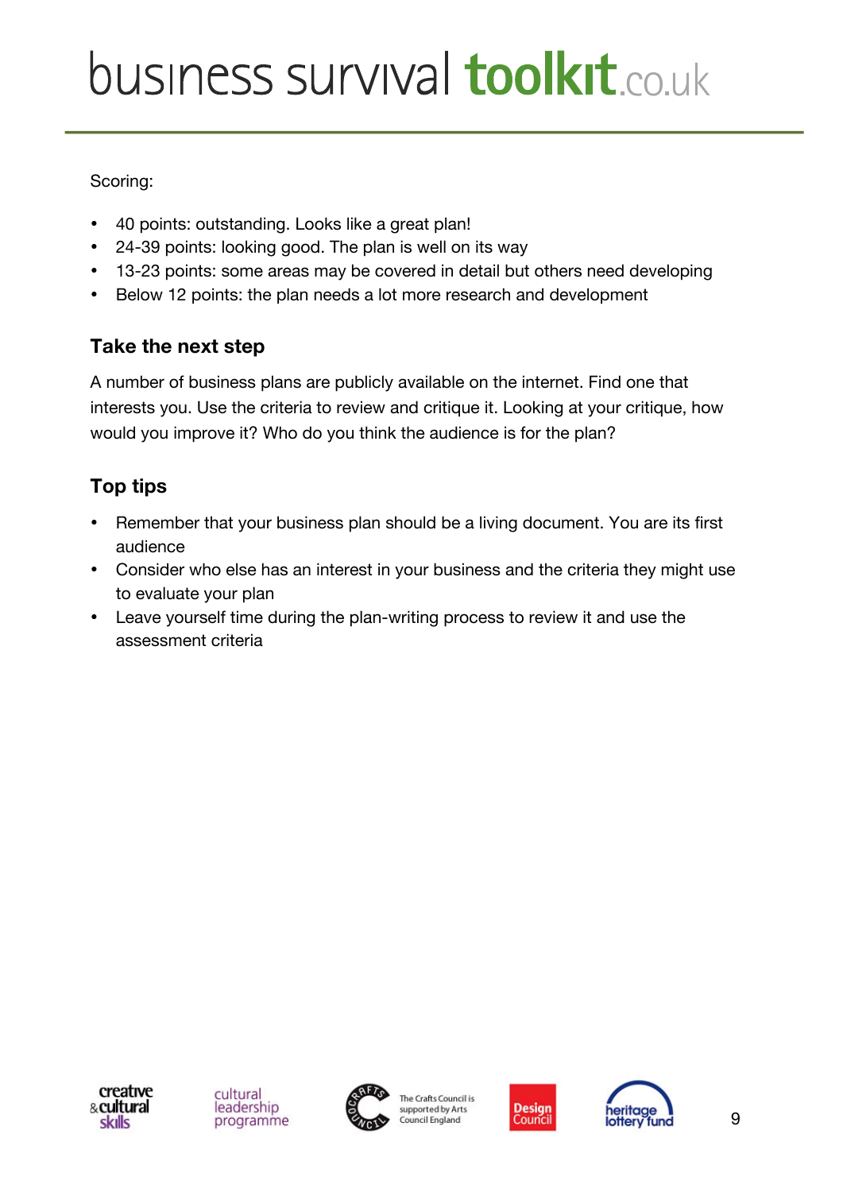Scoring:

- 40 points: outstanding. Looks like a great plan!
- 24-39 points: looking good. The plan is well on its way
- 13-23 points: some areas may be covered in detail but others need developing
- Below 12 points: the plan needs a lot more research and development

### Take the next step

A number of business plans are publicly available on the internet. Find one that interests you. Use the criteria to review and critique it. Looking at your critique, how would you improve it? Who do you think the audience is for the plan?

### Top tips

- Remember that your business plan should be a living document. You are its first audience
- Consider who else has an interest in your business and the criteria they might use to evaluate your plan
- Leave yourself time during the plan-writing process to review it and use the assessment criteria